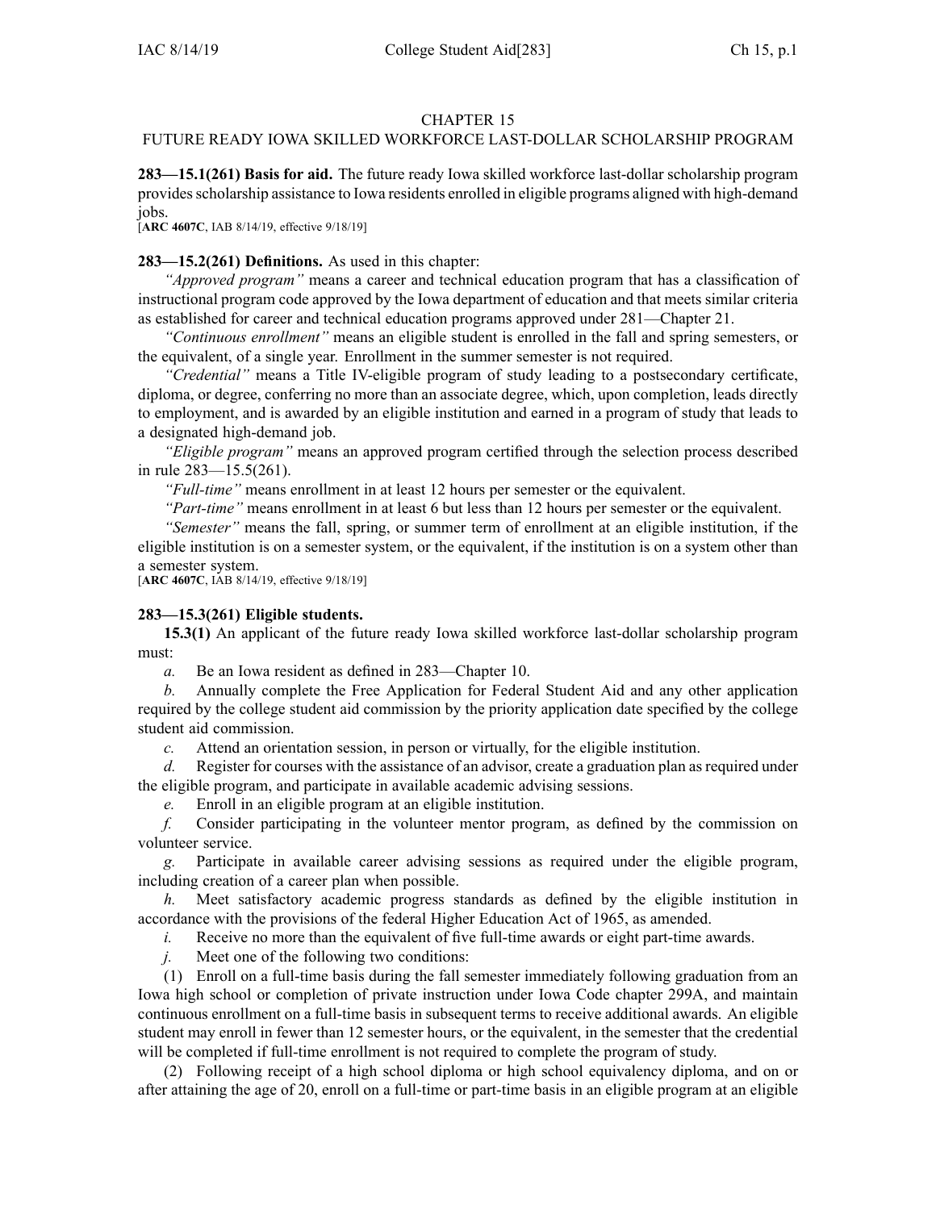# CHAPTER 15
## FUTURE READY IOWA SKILLED WORKFORCE LAST-DOLLAR SCHOLARSHIP PROGRAM

**283—15.1(261) Basis for aid.** The future ready Iowa skilled workforce last-dollar scholarship program provides scholarship assistance to Iowa residents enrolled in eligible programs aligned with high-demand jobs.
[**ARC 4607C**, IAB 8/14/19, effective 9/18/19]

**283—15.2(261) Definitions.** As used in this chapter:

*"Approved program"* means a career and technical education program that has a classification of instructional program code approved by the Iowa department of education and that meets similar criteria as established for career and technical education programs approved under 281—Chapter 21.

*"Continuous enrollment"* means an eligible student is enrolled in the fall and spring semesters, or the equivalent, of a single year. Enrollment in the summer semester is not required.

*"Credential"* means a Title IV-eligible program of study leading to a postsecondary certificate, diploma, or degree, conferring no more than an associate degree, which, upon completion, leads directly to employment, and is awarded by an eligible institution and earned in a program of study that leads to a designated high-demand job.

*"Eligible program"* means an approved program certified through the selection process described in rule 283—15.5(261).

*"Full-time"* means enrollment in at least 12 hours per semester or the equivalent.

*"Part-time"* means enrollment in at least 6 but less than 12 hours per semester or the equivalent.

*"Semester"* means the fall, spring, or summer term of enrollment at an eligible institution, if the eligible institution is on a semester system, or the equivalent, if the institution is on a system other than a semester system.
[**ARC 4607C**, IAB 8/14/19, effective 9/18/19]

**283—15.3(261) Eligible students.**

**15.3(1)** An applicant of the future ready Iowa skilled workforce last-dollar scholarship program must:

*a.* Be an Iowa resident as defined in 283—Chapter 10.

*b.* Annually complete the Free Application for Federal Student Aid and any other application required by the college student aid commission by the priority application date specified by the college student aid commission.

*c.* Attend an orientation session, in person or virtually, for the eligible institution.

*d.* Register for courses with the assistance of an advisor, create a graduation plan as required under the eligible program, and participate in available academic advising sessions.

*e.* Enroll in an eligible program at an eligible institution.

*f.* Consider participating in the volunteer mentor program, as defined by the commission on volunteer service.

*g.* Participate in available career advising sessions as required under the eligible program, including creation of a career plan when possible.

*h.* Meet satisfactory academic progress standards as defined by the eligible institution in accordance with the provisions of the federal Higher Education Act of 1965, as amended.

*i.* Receive no more than the equivalent of five full-time awards or eight part-time awards.

*j.* Meet one of the following two conditions:

(1) Enroll on a full-time basis during the fall semester immediately following graduation from an Iowa high school or completion of private instruction under Iowa Code chapter 299A, and maintain continuous enrollment on a full-time basis in subsequent terms to receive additional awards. An eligible student may enroll in fewer than 12 semester hours, or the equivalent, in the semester that the credential will be completed if full-time enrollment is not required to complete the program of study.

(2) Following receipt of a high school diploma or high school equivalency diploma, and on or after attaining the age of 20, enroll on a full-time or part-time basis in an eligible program at an eligible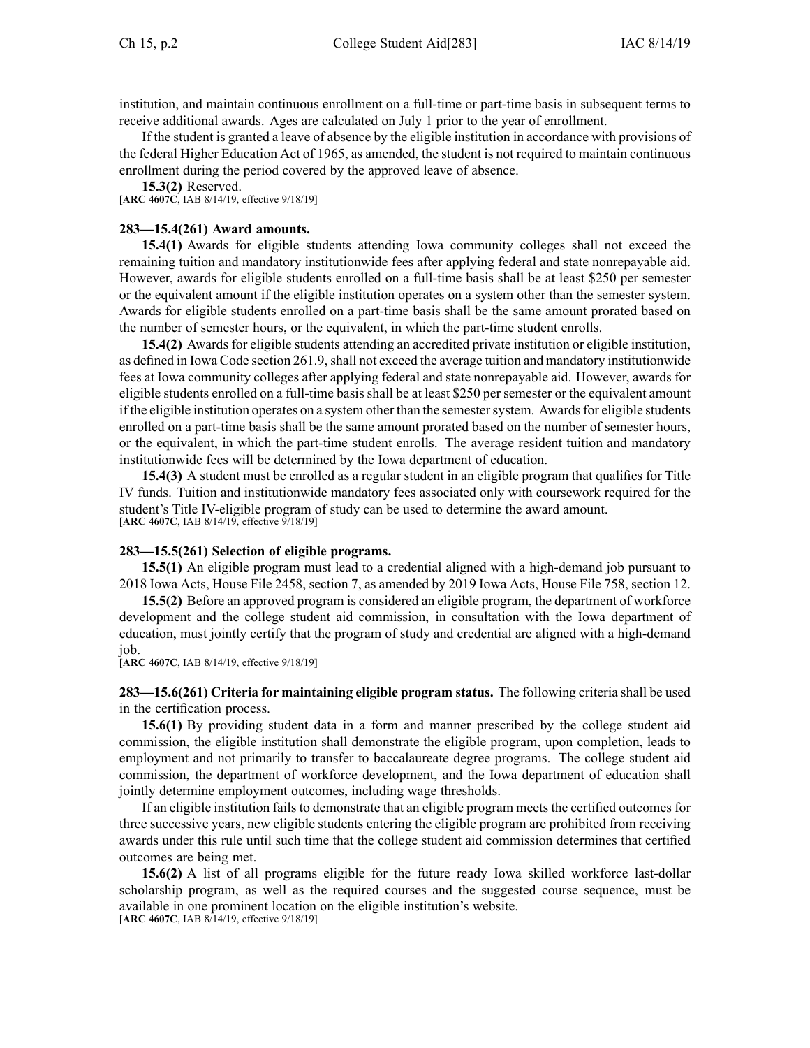institution, and maintain continuous enrollment on a full-time or part-time basis in subsequent terms to receive additional awards. Ages are calculated on July 1 prior to the year of enrollment.

If the student is granted a leave of absence by the eligible institution in accordance with provisions of the federal Higher Education Act of 1965, as amended, the student is not required to maintain continuous enrollment during the period covered by the approved leave of absence.

**15.3(2)** Reserved.

[**ARC 4607C**, IAB 8/14/19, effective 9/18/19]

**283—15.4(261) Award amounts.**

**15.4(1)** Awards for eligible students attending Iowa community colleges shall not exceed the remaining tuition and mandatory institutionwide fees after applying federal and state nonrepayable aid. However, awards for eligible students enrolled on a full-time basis shall be at least $250 per semester or the equivalent amount if the eligible institution operates on a system other than the semester system. Awards for eligible students enrolled on a part-time basis shall be the same amount prorated based on the number of semester hours, or the equivalent, in which the part-time student enrolls.

**15.4(2)** Awards for eligible students attending an accredited private institution or eligible institution, as defined in Iowa Code section 261.9, shall not exceed the average tuition and mandatory institutionwide fees at Iowa community colleges after applying federal and state nonrepayable aid. However, awards for eligible students enrolled on a full-time basis shall be at least $250 per semester or the equivalent amount if the eligible institution operates on a system other than the semester system. Awards for eligible students enrolled on a part-time basis shall be the same amount prorated based on the number of semester hours, or the equivalent, in which the part-time student enrolls. The average resident tuition and mandatory institutionwide fees will be determined by the Iowa department of education.

**15.4(3)** A student must be enrolled as a regular student in an eligible program that qualifies for Title IV funds. Tuition and institutionwide mandatory fees associated only with coursework required for the student's Title IV-eligible program of study can be used to determine the award amount.

[**ARC 4607C**, IAB 8/14/19, effective 9/18/19]

**283—15.5(261) Selection of eligible programs.**

**15.5(1)** An eligible program must lead to a credential aligned with a high-demand job pursuant to 2018 Iowa Acts, House File 2458, section 7, as amended by 2019 Iowa Acts, House File 758, section 12.

**15.5(2)** Before an approved program is considered an eligible program, the department of workforce development and the college student aid commission, in consultation with the Iowa department of education, must jointly certify that the program of study and credential are aligned with a high-demand job.

[**ARC 4607C**, IAB 8/14/19, effective 9/18/19]

**283—15.6(261) Criteria for maintaining eligible program status.** The following criteria shall be used in the certification process.

**15.6(1)** By providing student data in a form and manner prescribed by the college student aid commission, the eligible institution shall demonstrate the eligible program, upon completion, leads to employment and not primarily to transfer to baccalaureate degree programs. The college student aid commission, the department of workforce development, and the Iowa department of education shall jointly determine employment outcomes, including wage thresholds.

If an eligible institution fails to demonstrate that an eligible program meets the certified outcomes for three successive years, new eligible students entering the eligible program are prohibited from receiving awards under this rule until such time that the college student aid commission determines that certified outcomes are being met.

**15.6(2)** A list of all programs eligible for the future ready Iowa skilled workforce last-dollar scholarship program, as well as the required courses and the suggested course sequence, must be available in one prominent location on the eligible institution's website.

[**ARC 4607C**, IAB 8/14/19, effective 9/18/19]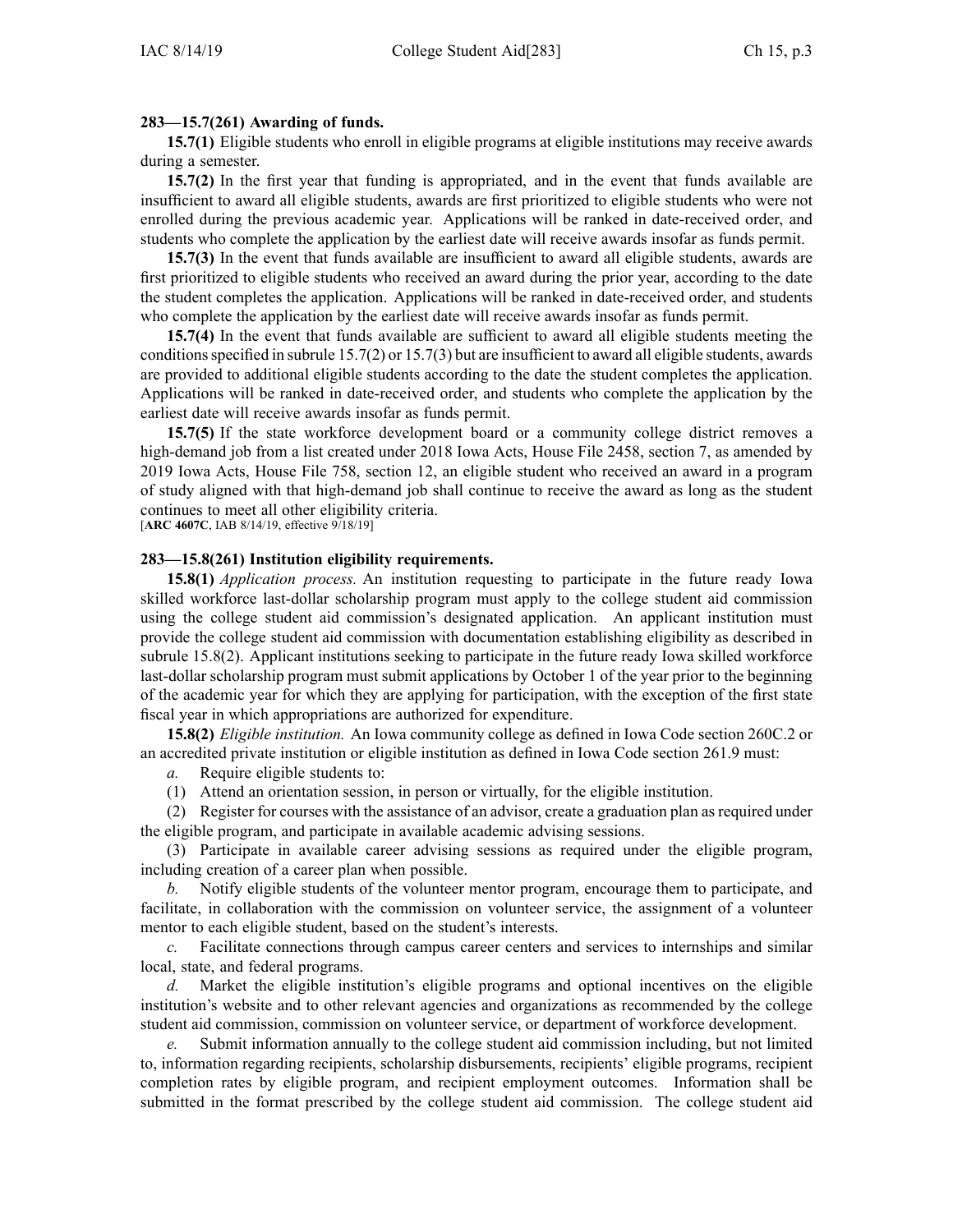**283—15.7(261) Awarding of funds.**

**15.7(1)** Eligible students who enroll in eligible programs at eligible institutions may receive awards during a semester.

**15.7(2)** In the first year that funding is appropriated, and in the event that funds available are insufficient to award all eligible students, awards are first prioritized to eligible students who were not enrolled during the previous academic year. Applications will be ranked in date-received order, and students who complete the application by the earliest date will receive awards insofar as funds permit.

**15.7(3)** In the event that funds available are insufficient to award all eligible students, awards are first prioritized to eligible students who received an award during the prior year, according to the date the student completes the application. Applications will be ranked in date-received order, and students who complete the application by the earliest date will receive awards insofar as funds permit.

**15.7(4)** In the event that funds available are sufficient to award all eligible students meeting the conditions specified in subrule 15.7(2) or 15.7(3) but are insufficient to award all eligible students, awards are provided to additional eligible students according to the date the student completes the application. Applications will be ranked in date-received order, and students who complete the application by the earliest date will receive awards insofar as funds permit.

**15.7(5)** If the state workforce development board or a community college district removes a high-demand job from a list created under 2018 Iowa Acts, House File 2458, section 7, as amended by 2019 Iowa Acts, House File 758, section 12, an eligible student who received an award in a program of study aligned with that high-demand job shall continue to receive the award as long as the student continues to meet all other eligibility criteria.

[**ARC 4607C**, IAB 8/14/19, effective 9/18/19]

**283—15.8(261) Institution eligibility requirements.**

**15.8(1)** *Application process.* An institution requesting to participate in the future ready Iowa skilled workforce last-dollar scholarship program must apply to the college student aid commission using the college student aid commission's designated application. An applicant institution must provide the college student aid commission with documentation establishing eligibility as described in subrule 15.8(2). Applicant institutions seeking to participate in the future ready Iowa skilled workforce last-dollar scholarship program must submit applications by October 1 of the year prior to the beginning of the academic year for which they are applying for participation, with the exception of the first state fiscal year in which appropriations are authorized for expenditure.

**15.8(2)** *Eligible institution.* An Iowa community college as defined in Iowa Code section 260C.2 or an accredited private institution or eligible institution as defined in Iowa Code section 261.9 must:

*a.* Require eligible students to:

(1) Attend an orientation session, in person or virtually, for the eligible institution.

(2) Register for courses with the assistance of an advisor, create a graduation plan as required under the eligible program, and participate in available academic advising sessions.

(3) Participate in available career advising sessions as required under the eligible program, including creation of a career plan when possible.

*b.* Notify eligible students of the volunteer mentor program, encourage them to participate, and facilitate, in collaboration with the commission on volunteer service, the assignment of a volunteer mentor to each eligible student, based on the student's interests.

*c.* Facilitate connections through campus career centers and services to internships and similar local, state, and federal programs.

*d.* Market the eligible institution's eligible programs and optional incentives on the eligible institution's website and to other relevant agencies and organizations as recommended by the college student aid commission, commission on volunteer service, or department of workforce development.

*e.* Submit information annually to the college student aid commission including, but not limited to, information regarding recipients, scholarship disbursements, recipients' eligible programs, recipient completion rates by eligible program, and recipient employment outcomes. Information shall be submitted in the format prescribed by the college student aid commission. The college student aid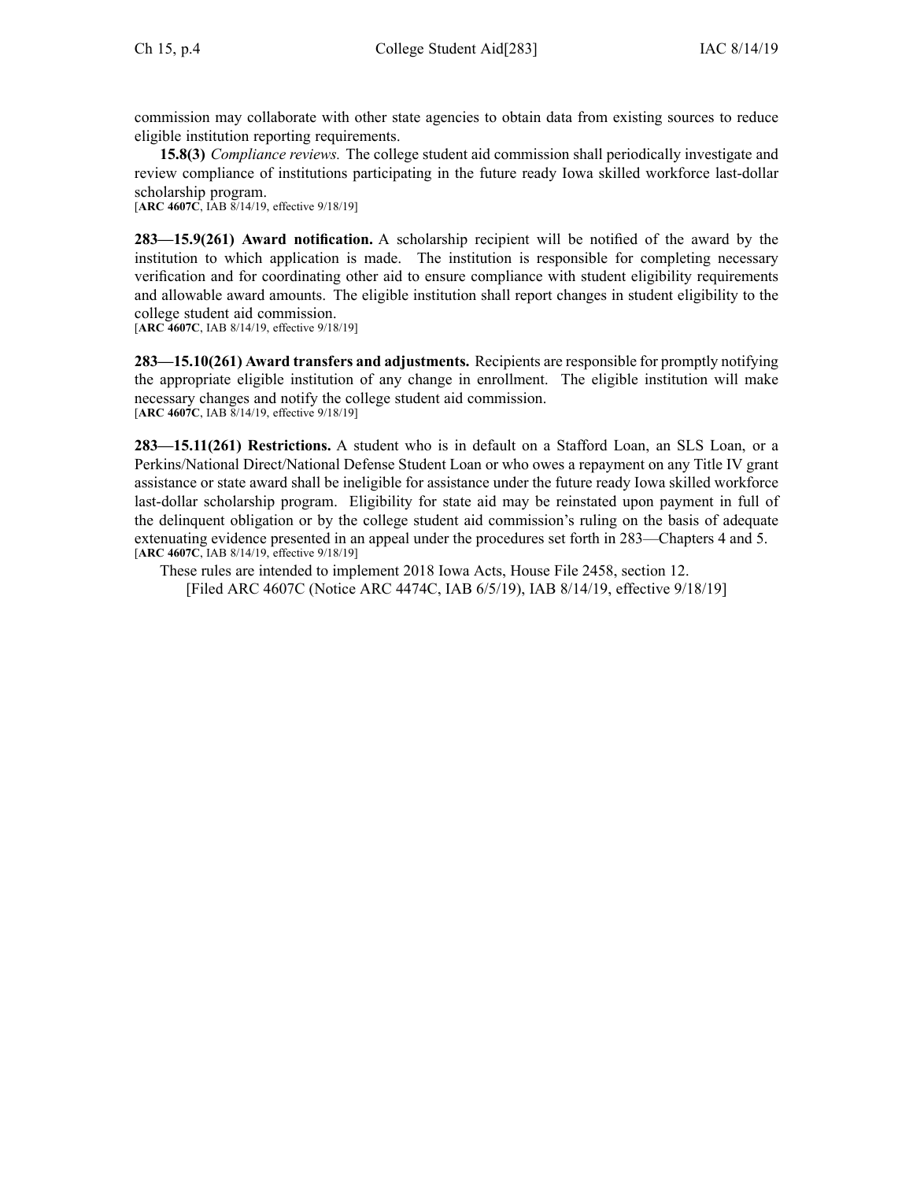commission may collaborate with other state agencies to obtain data from existing sources to reduce eligible institution reporting requirements.

**15.8(3)** *Compliance reviews.* The college student aid commission shall periodically investigate and review compliance of institutions participating in the future ready Iowa skilled workforce last-dollar scholarship program.
[**ARC 4607C**, IAB 8/14/19, effective 9/18/19]

**283—15.9(261) Award notification.** A scholarship recipient will be notified of the award by the institution to which application is made. The institution is responsible for completing necessary verification and for coordinating other aid to ensure compliance with student eligibility requirements and allowable award amounts. The eligible institution shall report changes in student eligibility to the college student aid commission.
[**ARC 4607C**, IAB 8/14/19, effective 9/18/19]

**283—15.10(261) Award transfers and adjustments.** Recipients are responsible for promptly notifying the appropriate eligible institution of any change in enrollment. The eligible institution will make necessary changes and notify the college student aid commission.
[**ARC 4607C**, IAB 8/14/19, effective 9/18/19]

**283—15.11(261) Restrictions.** A student who is in default on a Stafford Loan, an SLS Loan, or a Perkins/National Direct/National Defense Student Loan or who owes a repayment on any Title IV grant assistance or state award shall be ineligible for assistance under the future ready Iowa skilled workforce last-dollar scholarship program. Eligibility for state aid may be reinstated upon payment in full of the delinquent obligation or by the college student aid commission's ruling on the basis of adequate extenuating evidence presented in an appeal under the procedures set forth in 283—Chapters 4 and 5.
[**ARC 4607C**, IAB 8/14/19, effective 9/18/19]

These rules are intended to implement 2018 Iowa Acts, House File 2458, section 12.

[Filed ARC 4607C (Notice ARC 4474C, IAB 6/5/19), IAB 8/14/19, effective 9/18/19]